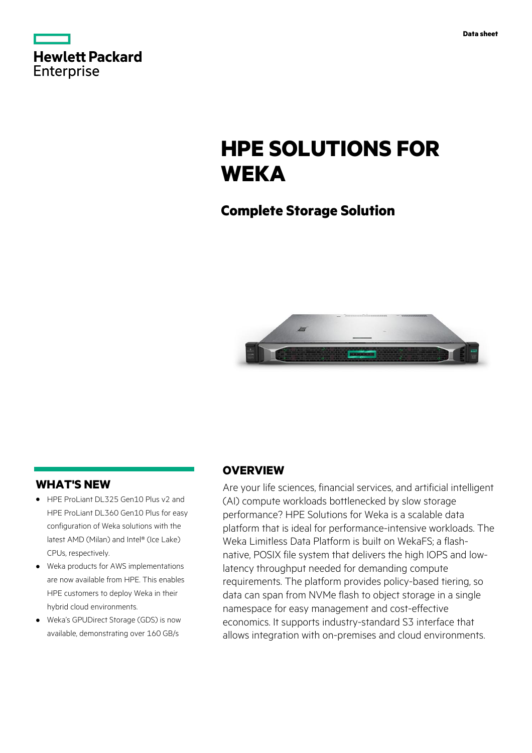Data sheet

# HPE SOLUTIONS FOR WEKA

## Complete Storage Solution

## WHAT'S NEW

- HPE ProLiant DL325 Gen10 Plus v2 and HPE ProLiant DL360 Gen10 Plus for easy configuration of Weka solutions with the latest AMD (Milan) and Intel® (Ice Lake) CPUs, respectively.
- Weka products for AWS implementations are now available from HPE. This enables HPE customers to deploy Weka in their hybrid cloud environments.
- Weka's GPUDirect Storage (GDS) is now available, demonstrating over 160 GB/s

## OVERVIEW

Are your life sciences, financial services, and artificial intelligent (AI) compute workloads bottlenecked by slow storage performance? HPE Solutions for Weka is a scalable data platform that is ideal for performance-intensive workloads. The Weka Limitless Data Platform is built on WekaFS; a flash-native, POSIX file system that delivers the high IOPS and low-latency throughput needed for demanding compute requirements. The platform provides policy-based tiering, so data can span from NVMe flash to object storage in a single namespace for easy management and cost-effective economics. It supports industry-standard S3 interface that allows integration with on-premises and cloud environments.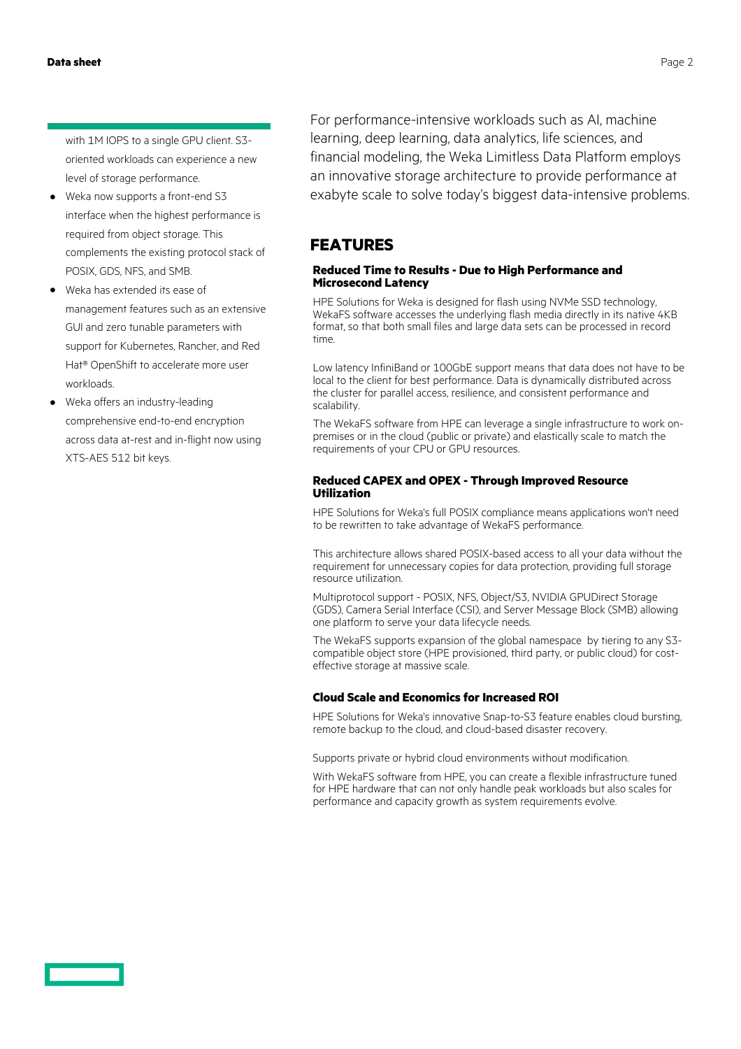with 1M IOPS to a single GPU client. S3-oriented workloads can experience a new level of storage performance.

- Weka now supports a front-end S3 interface when the highest performance is required from object storage. This complements the existing protocol stack of POSIX, GDS, NFS, and SMB.
- Weka has extended its ease of management features such as an extensive GUI and zero tunable parameters with support for Kubernetes, Rancher, and Red Hat® OpenShift to accelerate more user workloads.
- Weka offers an industry-leading comprehensive end-to-end encryption across data at-rest and in-flight now using XTS-AES 512 bit keys.

For performance-intensive workloads such as AI, machine learning, deep learning, data analytics, life sciences, and financial modeling, the Weka Limitless Data Platform employs an innovative storage architecture to provide performance at exabyte scale to solve today's biggest data-intensive problems.

## FEATURES

### Reduced Time to Results - Due to High Performance and Microsecond Latency

HPE Solutions for Weka is designed for flash using NVMe SSD technology, WekaFS software accesses the underlying flash media directly in its native 4KB format, so that both small files and large data sets can be processed in record time.

Low latency InfiniBand or 100GbE support means that data does not have to be local to the client for best performance. Data is dynamically distributed across the cluster for parallel access, resilience, and consistent performance and scalability.

The WekaFS software from HPE can leverage a single infrastructure to work on-premises or in the cloud (public or private) and elastically scale to match the requirements of your CPU or GPU resources.

### Reduced CAPEX and OPEX - Through Improved Resource Utilization

HPE Solutions for Weka's full POSIX compliance means applications won't need to be rewritten to take advantage of WekaFS performance.

This architecture allows shared POSIX-based access to all your data without the requirement for unnecessary copies for data protection, providing full storage resource utilization.

Multiprotocol support - POSIX, NFS, Object/S3, NVIDIA GPUDirect Storage (GDS), Camera Serial Interface (CSI), and Server Message Block (SMB) allowing one platform to serve your data lifecycle needs.

The WekaFS supports expansion of the global namespace by tiering to any S3-compatible object store (HPE provisioned, third party, or public cloud) for cost-effective storage at massive scale.

### Cloud Scale and Economics for Increased ROI

HPE Solutions for Weka's innovative Snap-to-S3 feature enables cloud bursting, remote backup to the cloud, and cloud-based disaster recovery.

Supports private or hybrid cloud environments without modification.

With WekaFS software from HPE, you can create a flexible infrastructure tuned for HPE hardware that can not only handle peak workloads but also scales for performance and capacity growth as system requirements evolve.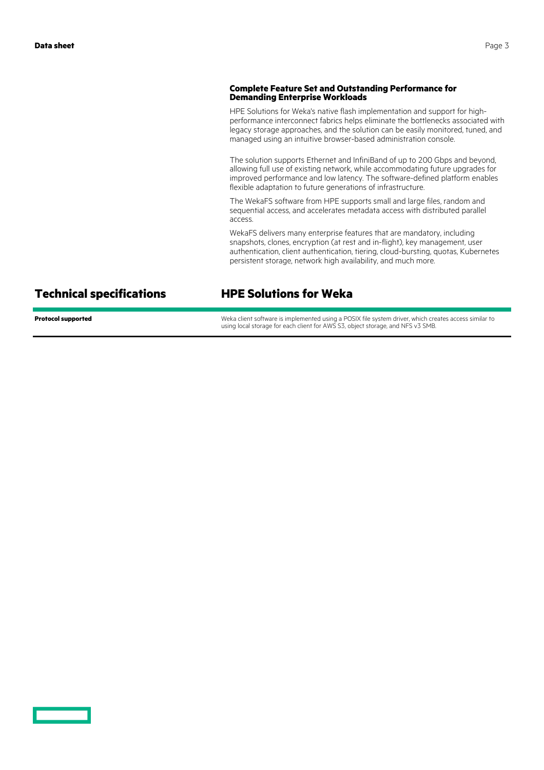### Complete Feature Set and Outstanding Performance for Demanding Enterprise Workloads

HPE Solutions for Weka's native flash implementation and support for high-performance interconnect fabrics helps eliminate the bottlenecks associated with legacy storage approaches, and the solution can be easily monitored, tuned, and managed using an intuitive browser-based administration console.

The solution supports Ethernet and InfiniBand of up to 200 Gbps and beyond, allowing full use of existing network, while accommodating future upgrades for improved performance and low latency. The software-defined platform enables flexible adaptation to future generations of infrastructure.

The WekaFS software from HPE supports small and large files, random and sequential access, and accelerates metadata access with distributed parallel access.

WekaFS delivers many enterprise features that are mandatory, including snapshots, clones, encryption (at rest and in-flight), key management, user authentication, client authentication, tiering, cloud-bursting, quotas, Kubernetes persistent storage, network high availability, and much more.

## Technical specifications

## HPE Solutions for Weka

| | |
|---|---|
| **Protocol supported** | Weka client software is implemented using a POSIX file system driver, which creates access similar to using local storage for each client for AWS S3, object storage, and NFS v3 SMB. |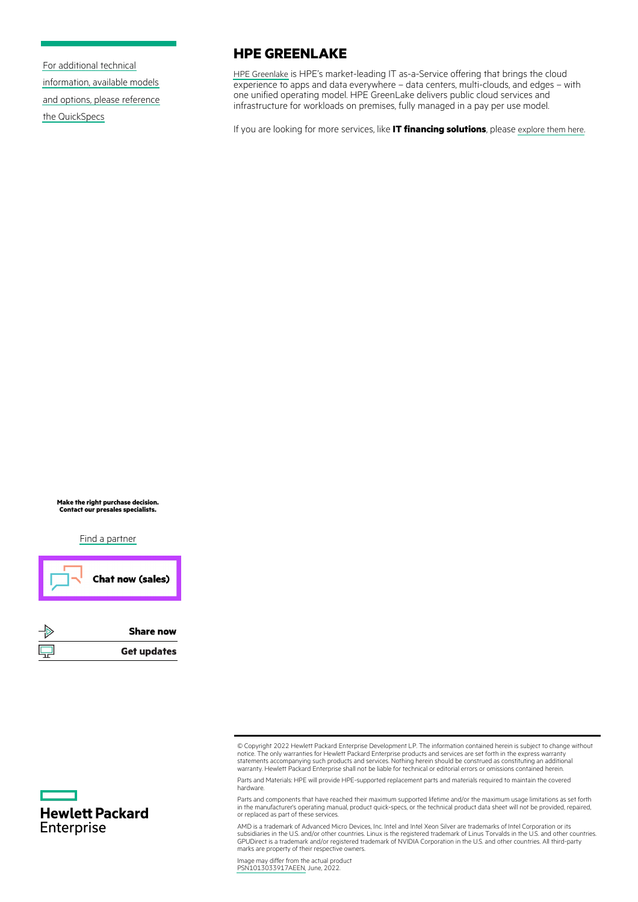For additional technical information, available models and options, please reference the QuickSpecs

## HPE GREENLAKE

HPE Greenlake is HPE's market-leading IT as-a-Service offering that brings the cloud experience to apps and data everywhere – data centers, multi-clouds, and edges – with one unified operating model. HPE GreenLake delivers public cloud services and infrastructure for workloads on premises, fully managed in a pay per use model.

If you are looking for more services, like **IT financing solutions**, please explore them here.

**Make the right purchase decision. Contact our presales specialists.**

Find a partner

**Chat now (sales)**

**Share now**

**Get updates**

© Copyright 2022 Hewlett Packard Enterprise Development LP. The information contained herein is subject to change without notice. The only warranties for Hewlett Packard Enterprise products and services are set forth in the express warranty statements accompanying such products and services. Nothing herein should be construed as constituting an additional warranty. Hewlett Packard Enterprise shall not be liable for technical or editorial errors or omissions contained herein.

Parts and Materials: HPE will provide HPE-supported replacement parts and materials required to maintain the covered hardware.

Parts and components that have reached their maximum supported lifetime and/or the maximum usage limitations as set forth in the manufacturer's operating manual, product quick-specs, or the technical product data sheet will not be provided, repaired, or replaced as part of these services.

AMD is a trademark of Advanced Micro Devices, Inc. Intel and Intel Xeon Silver are trademarks of Intel Corporation or its subsidiaries in the U.S. and/or other countries. Linux is the registered trademark of Linus Torvalds in the U.S. and other countries. GPUDirect is a trademark and/or registered trademark of NVIDIA Corporation in the U.S. and other countries. All third-party marks are property of their respective owners.

Image may differ from the actual product
PSN1013033917AEEN, June, 2022.

**Hewlett Packard**
Enterprise